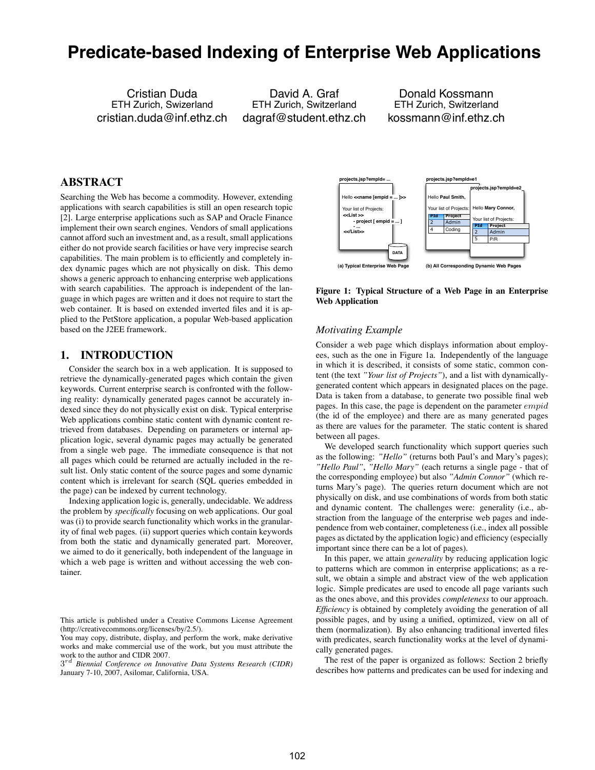# Predicate-based Indexing of Enterprise Web Applications

Cristian Duda
ETH Zurich, Switzerland
cristian.duda@inf.ethz.ch

David A. Graf
ETH Zurich, Switzerland
dagraf@student.ethz.ch

Donald Kossmann
ETH Zurich, Switzerland
kossmann@inf.ethz.ch

## ABSTRACT

Searching the Web has become a commodity. However, extending applications with search capabilities is still an open research topic [2]. Large enterprise applications such as SAP and Oracle Finance implement their own search engines. Vendors of small applications cannot afford such an investment and, as a result, small applications either do not provide search facilities or have very imprecise search capabilities. The main problem is to efficiently and completely index dynamic pages which are not physically on disk. This demo shows a generic approach to enhancing enterprise web applications with search capabilities. The approach is independent of the language in which pages are written and it does not require to start the web container. It is based on extended inverted files and it is applied to the PetStore application, a popular Web-based application based on the J2EE framework.

## 1. INTRODUCTION

Consider the search box in a web application. It is supposed to retrieve the dynamically-generated pages which contain the given keywords. Current enterprise search is confronted with the following reality: dynamically generated pages cannot be accurately indexed since they do not physically exist on disk. Typical enterprise Web applications combine static content with dynamic content retrieved from databases. Depending on parameters or internal application logic, several dynamic pages may actually be generated from a single web page. The immediate consequence is that not all pages which could be returned are actually included in the result list. Only static content of the source pages and some dynamic content which is irrelevant for search (SQL queries embedded in the page) can be indexed by current technology.

Indexing application logic is, generally, undecidable. We address the problem by *specifically* focusing on web applications. Our goal was (i) to provide search functionality which works in the granularity of final web pages. (ii) support queries which contain keywords from both the static and dynamically generated part. Moreover, we aimed to do it generically, both independent of the language in which a web page is written and without accessing the web container.

This article is published under a Creative Commons License Agreement (http://creativecommons.org/licenses/by/2.5/).
You may copy, distribute, display, and perform the work, make derivative works and make commercial use of the work, but you must attribute the work to the author and CIDR 2007.
$3^{rd}$ *Biennial Conference on Innovative Data Systems Research (CIDR)* January 7-10, 2007, Asilomar, California, USA.

**Figure 1: Typical Structure of a Web Page in an Enterprise Web Application**

### *Motivating Example*

Consider a web page which displays information about employees, such as the one in Figure 1a. Independently of the language in which it is described, it consists of some static, common content (the text *"Your list of Projects"*), and a list with dynamically-generated content which appears in designated places on the page. Data is taken from a database, to generate two possible final web pages. In this case, the page is dependent on the parameter $empid$ (the id of the employee) and there are as many generated pages as there are values for the parameter. The static content is shared between all pages.

We developed search functionality which support queries such as the following: *"Hello"* (returns both Paul's and Mary's pages); *"Hello Paul"*, *"Hello Mary"* (each returns a single page - that of the corresponding employee) but also *"Admin Connor"* (which returns Mary's page). The queries return document which are not physically on disk, and use combinations of words from both static and dynamic content. The challenges were: generality (i.e., abstraction from the language of the enterprise web pages and independence from web container, completeness (i.e., index all possible pages as dictated by the application logic) and efficiency (especially important since there can be a lot of pages).

In this paper, we attain *generality* by reducing application logic to patterns which are common in enterprise applications; as a result, we obtain a simple and abstract view of the web application logic. Simple predicates are used to encode all page variants such as the ones above, and this provides *completeness* to our approach. *Efficiency* is obtained by completely avoiding the generation of all possible pages, and by using a unified, optimized, view on all of them (normalization). By also enhancing traditional inverted files with predicates, search functionality works at the level of dynamically generated pages.

The rest of the paper is organized as follows: Section 2 briefly describes how patterns and predicates can be used for indexing and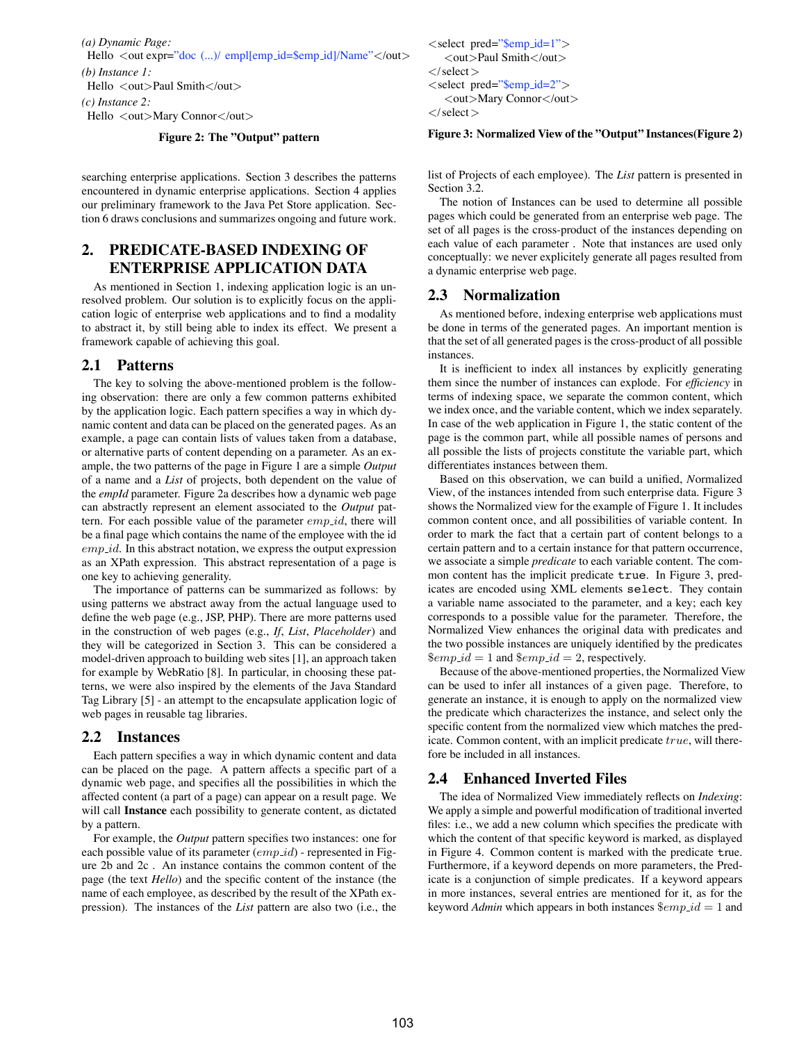*(a) Dynamic Page:*
```
Hello <out expr="doc (...)/ empl[emp_id=$emp_id]/Name"</out>
```
*(b) Instance 1:*
```
Hello <out>Paul Smith</out>
```
*(c) Instance 2:*
```
Hello <out>Mary Connor</out>
```

**Figure 2: The "Output" pattern**

```
<select pred="$emp_id=1">
   <out>Paul Smith</out>
</select>
<select pred="$emp_id=2">
   <out>Mary Connor</out>
</select>
```

**Figure 3: Normalized View of the "Output" Instances(Figure 2)**

searching enterprise applications. Section 3 describes the patterns encountered in dynamic enterprise applications. Section 4 applies our preliminary framework to the Java Pet Store application. Section 6 draws conclusions and summarizes ongoing and future work.

## 2. PREDICATE-BASED INDEXING OF ENTERPRISE APPLICATION DATA

As mentioned in Section 1, indexing application logic is an unresolved problem. Our solution is to explicitly focus on the application logic of enterprise web applications and to find a modality to abstract it, by still being able to index its effect. We present a framework capable of achieving this goal.

### 2.1 Patterns

The key to solving the above-mentioned problem is the following observation: there are only a few common patterns exhibited by the application logic. Each pattern specifies a way in which dynamic content and data can be placed on the generated pages. As an example, a page can contain lists of values taken from a database, or alternative parts of content depending on a parameter. As an example, the two patterns of the page in Figure 1 are a simple *Output* of a name and a *List* of projects, both dependent on the value of the *empId* parameter. Figure 2a describes how a dynamic web page can abstractly represent an element associated to the *Output* pattern. For each possible value of the parameter $emp\_id$, there will be a final page which contains the name of the employee with the id $emp\_id$. In this abstract notation, we express the output expression as an XPath expression. This abstract representation of a page is one key to achieving generality.

The importance of patterns can be summarized as follows: by using patterns we abstract away from the actual language used to define the web page (e.g., JSP, PHP). There are more patterns used in the construction of web pages (e.g., *If*, *List*, *Placeholder*) and they will be categorized in Section 3. This can be considered a model-driven approach to building web sites [1], an approach taken for example by WebRatio [8]. In particular, in choosing these patterns, we were also inspired by the elements of the Java Standard Tag Library [5] - an attempt to the encapsulate application logic of web pages in reusable tag libraries.

### 2.2 Instances

Each pattern specifies a way in which dynamic content and data can be placed on the page. A pattern affects a specific part of a dynamic web page, and specifies all the possibilities in which the affected content (a part of a page) can appear on a result page. We will call **Instance** each possibility to generate content, as dictated by a pattern.

For example, the *Output* pattern specifies two instances: one for each possible value of its parameter ($emp\_id$) - represented in Figure 2b and 2c . An instance contains the common content of the page (the text *Hello*) and the specific content of the instance (the name of each employee, as described by the result of the XPath expression). The instances of the *List* pattern are also two (i.e., the list of Projects of each employee). The *List* pattern is presented in Section 3.2.

The notion of Instances can be used to determine all possible pages which could be generated from an enterprise web page. The set of all pages is the cross-product of the instances depending on each value of each parameter . Note that instances are used only conceptually: we never explicitly generate all pages resulted from a dynamic enterprise web page.

### 2.3 Normalization

As mentioned before, indexing enterprise web applications must be done in terms of the generated pages. An important mention is that the set of all generated pages is the cross-product of all possible instances.

It is inefficient to index all instances by explicitly generating them since the number of instances can explode. For *efficiency* in terms of indexing space, we separate the common content, which we index once, and the variable content, which we index separately. In case of the web application in Figure 1, the static content of the page is the common part, while all possible names of persons and all possible the lists of projects constitute the variable part, which differentiates instances between them.

Based on this observation, we can build a unified, *N*ormalized View, of the instances intended from such enterprise data. Figure 3 shows the Normalized view for the example of Figure 1. It includes common content once, and all possibilities of variable content. In order to mark the fact that a certain part of content belongs to a certain pattern and to a certain instance for that pattern occurrence, we associate a simple *predicate* to each variable content. The common content has the implicit predicate `true`. In Figure 3, predicates are encoded using XML elements `select`. They contain a variable name associated to the parameter, and a key; each key corresponds to a possible value for the parameter. Therefore, the Normalized View enhances the original data with predicates and the two possible instances are uniquely identified by the predicates $\$emp\_id = 1$ and $\$emp\_id = 2$, respectively.

Because of the above-mentioned properties, the Normalized View can be used to infer all instances of a given page. Therefore, to generate an instance, it is enough to apply on the normalized view the predicate which characterizes the instance, and select only the specific content from the normalized view which matches the predicate. Common content, with an implicit predicate $true$, will therefore be included in all instances.

### 2.4 Enhanced Inverted Files

The idea of Normalized View immediately reflects on *Indexing*: We apply a simple and powerful modification of traditional inverted files: i.e., we add a new column which specifies the predicate with which the content of that specific keyword is marked, as displayed in Figure 4. Common content is marked with the predicate `true`. Furthermore, if a keyword depends on more parameters, the Predicate is a conjunction of simple predicates. If a keyword appears in more instances, several entries are mentioned for it, as for the keyword *Admin* which appears in both instances $\$emp\_id = 1$ and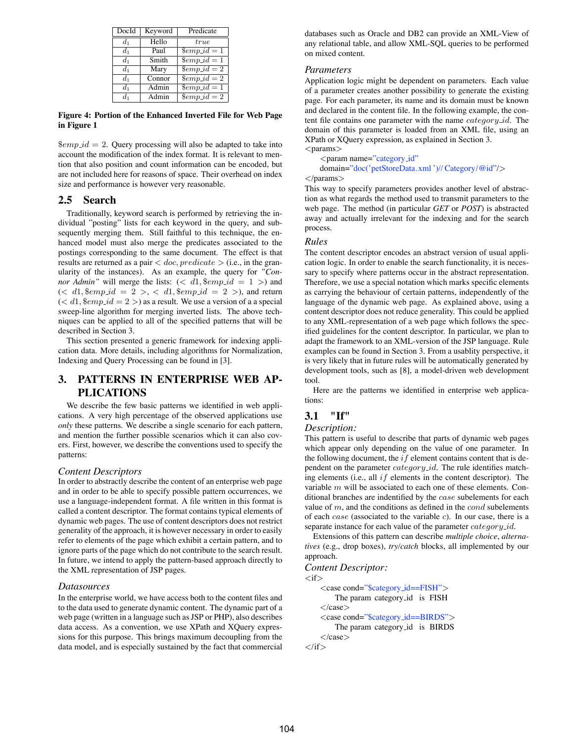| DocId | Keyword | Predicate |
| --- | --- | --- |
| $d_1$ | Hello | *true* |
| $d_1$ | Paul | $\$emp\_id = 1$ |
| $d_1$ | Smith | $\$emp\_id = 1$ |
| $d_1$ | Mary | $\$emp\_id = 2$ |
| $d_1$ | Connor | $\$emp\_id = 2$ |
| $d_1$ | Admin | $\$emp\_id = 1$ |
| $d_1$ | Admin | $\$emp\_id = 2$ |

**Figure 4: Portion of the Enhanced Inverted File for Web Page in Figure 1**

$\$emp\_id = 2$. Query processing will also be adapted to take into account the modification of the index format. It is relevant to mention that also position and count information can be encoded, but are not included here for reasons of space. Their overhead on index size and performance is however very reasonable.

## 2.5 Search

Traditionally, keyword search is performed by retrieving the individual "posting" lists for each keyword in the query, and subsequently merging them. Still faithful to this technique, the enhanced model must also merge the predicates associated to the postings corresponding to the same document. The effect is that results are returned as a pair $< doc, predicate >$ (i.e., in the granularity of the instances). As an example, the query for *"Connor Admin"* will merge the lists: $(< d1, \$emp\_id = 1 >)$ and $(< d1, \$emp\_id = 2 >, < d1, \$emp\_id = 2 >)$, and return $(< d1, \$emp\_id = 2 >)$ as a result. We use a version of a a special sweep-line algorithm for merging inverted lists. The above techniques can be applied to all of the specified patterns that will be described in Section 3.

This section presented a generic framework for indexing application data. More details, including algorithms for Normalization, Indexing and Query Processing can be found in [3].

# 3. PATTERNS IN ENTERPRISE WEB APPLICATIONS

We describe the few basic patterns we identified in web applications. A very high percentage of the observed applications use *only* these patterns. We describe a single scenario for each pattern, and mention the further possible scenarios which it can also covers. First, however, we describe the conventions used to specify the patterns:

### *Content Descriptors*

In order to abstractly describe the content of an enterprise web page and in order to be able to specify possible pattern occurrences, we use a language-independent format. A file written in this format is called a content descriptor. The format contains typical elements of dynamic web pages. The use of content descriptors does not restrict generality of the approach, it is however necessary in order to easily refer to elements of the page which exhibit a certain pattern, and to ignore parts of the page which do not contribute to the search result. In future, we intend to apply the pattern-based approach directly to the XML representation of JSP pages.

### *Datasources*

In the enterprise world, we have access both to the content files and to the data used to generate dynamic content. The dynamic part of a web page (written in a language such as JSP or PHP), also describes data access. As a convention, we use XPath and XQuery expressions for this purpose. This brings maximum decoupling from the data model, and is especially sustained by the fact that commercial databases such as Oracle and DB2 can provide an XML-View of any relational table, and allow XML-SQL queries to be performed on mixed content.

### *Parameters*

Application logic might be dependent on parameters. Each value of a parameter creates another possibility to generate the existing page. For each parameter, its name and its domain must be known and declared in the content file. In the following example, the content file contains one parameter with the name *category_id*. The domain of this parameter is loaded from an XML file, using an XPath or XQuery expression, as explained in Section 3.

```
<params>
    <param name="category_id"
    domain="doc('petStoreData.xml')//Category/@id"/>
</params>
```

This way to specify parameters provides another level of abstraction as what regards the method used to transmit parameters to the web page. The method (in particular *GET* or *POST*) is abstracted away and actually irrelevant for the indexing and for the search process.

### *Rules*

The content descriptor encodes an abstract version of usual application logic. In order to enable the search functionality, it is necessary to specify where patterns occur in the abstract representation. Therefore, we use a special notation which marks specific elements as carrying the behaviour of certain patterns, independently of the language of the dynamic web page. As explained above, using a content descriptor does not reduce generality. This could be applied to any XML-representation of a web page which follows the specified guidelines for the content descriptor. In particular, we plan to adapt the framework to an XML-version of the JSP language. Rule examples can be found in Section 3. From a usablity perspective, it is very likely that in future rules will be automatically generated by development tools, such as [8], a model-driven web development tool.

Here are the patterns we identified in enterprise web applications:

## 3.1 "If"

### *Description:*

This pattern is useful to describe that parts of dynamic web pages which appear only depending on the value of one parameter. In the following document, the $if$ element contains content that is dependent on the parameter *category_id*. The rule identifies matching elements (i.e., all $if$ elements in the content descriptor). The variable $m$ will be associated to each one of these elements. Conditional branches are indentified by the $case$ subelements for each value of $m$, and the conditions as defined in the $cond$ subelements of each $case$ (associated to the variable $c$). In our case, there is a separate instance for each value of the parameter *category_id*.

Extensions of this pattern can describe *multiple choice*, *alternatives* (e.g., drop boxes), *try/catch* blocks, all implemented by our approach.

### *Content Descriptor:*

```
<if>
    <case cond="$category_id==FISH">
        The param category_id is FISH
    </case>
    <case cond="$category_id==BIRDS">
        The param category_id is BIRDS
    </case>
</if>
```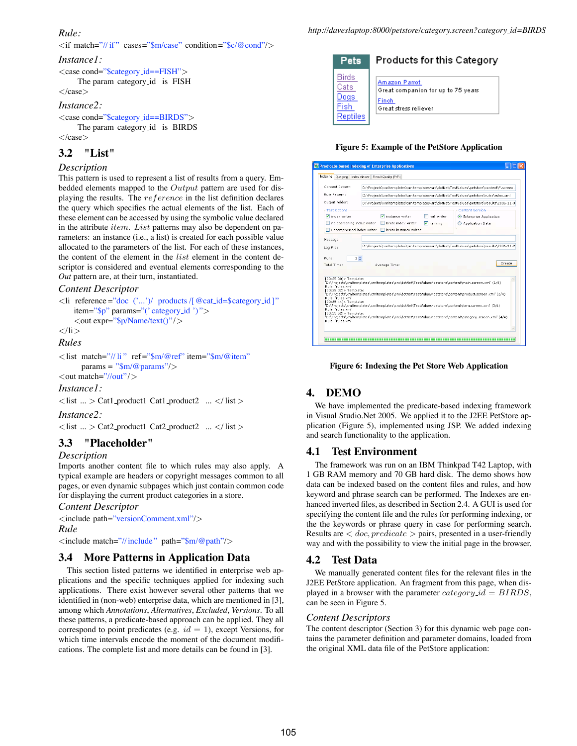*Rule:*

<if match="// if" cases="$m/case" condition="$c/@cond"/>

*Instance1:*

<case cond="$category_id==FISH">
The param category_id is FISH
</case>

*Instance2:*

<case cond="$category_id==BIRDS">
The param category_id is BIRDS
</case>

## 3.2 "List"

*Description*

This pattern is used to represent a list of results from a query. Embedded elements mapped to the *Output* pattern are used for displaying the results. The *reference* in the list definition declares the query which specifies the actual elements of the list. Each of these element can be accessed by using the symbolic value declared in the attribute *item*. *List* patterns may also be dependent on parameters: an instance (i.e., a list) is created for each possible value allocated to the parameters of the list. For each of these instances, the content of the element in the *list* element in the content descriptor is considered and eventual elements corresponding to the *Out* pattern are, at their turn, instantiated.

*Content Descriptor*

<li reference="doc ('...')/ products /[ @cat_id=$category_id ]"
item="$p" params="(' category_id ')">
<out expr="$p/Name/text()"/>
</li>

*Rules*

<list match="// li" ref="$m/@ref" item="$m/@item"
params = "$m/@params"/>
<out match="//out"/>

*Instance1:*

<list ... > Cat1_product1 Cat1_product2 ... </list>

*Instance2:*

<list ... > Cat2_product1 Cat2_product2 ... </list>

## 3.3 "Placeholder"

*Description*

Imports another content file to which rules may also apply. A typical example are headers or copyright messages common to all pages, or even dynamic subpages which just contain common code for displaying the current product categories in a store.

*Content Descriptor*

<include path="versionComment.xml"/>

*Rule*

<include match="// include" path="$m/@path"/>

## 3.4 More Patterns in Application Data

This section listed patterns we identified in enterprise web applications and the specific techniques applied for indexing such applications. There exist however several other patterns that we identified in (non-web) enterprise data, which are mentioned in [3], among which *Annotations*, *Alternatives*, *Excluded*, *Versions*. To all these patterns, a predicate-based approach can be applied. They all correspond to point predicates (e.g. $id = 1$), except Versions, for which time intervals encode the moment of the document modifications. The complete list and more details can be found in [3].

http://daveslaptop:8000/petstore/category.screen?category_id=BIRDS

Figure 5: Example of the PetStore Application

Figure 6: Indexing the Pet Store Web Application

# 4. DEMO

We have implemented the predicate-based indexing framework in Visual Studio.Net 2005. We applied it to the J2EE PetStore application (Figure 5), implemented using JSP. We added indexing and search functionality to the application.

## 4.1 Test Environment

The framework was run on an IBM Thinkpad T42 Laptop, with 1 GB RAM memory and 70 GB hard disk. The demo shows how data can be indexed based on the content files and rules, and how keyword and phrase search can be performed. The Indexes are enhanced inverted files, as described in Section 2.4. A GUI is used for specifying the content file and the rules for performing indexing, or the the keywords or phrase query in case for performing search. Results are $< doc, predicate >$ pairs, presented in a user-friendly way and with the possibility to view the initial page in the browser.

## 4.2 Test Data

We manually generated content files for the relevant files in the J2EE PetStore application. An fragment from this page, when displayed in a browser with the parameter $category\_id = BIRDS$, can be seen in Figure 5.

*Content Descriptors*

The content descriptor (Section 3) for this dynamic web page contains the parameter definition and parameter domains, loaded from the original XML data file of the PetStore application: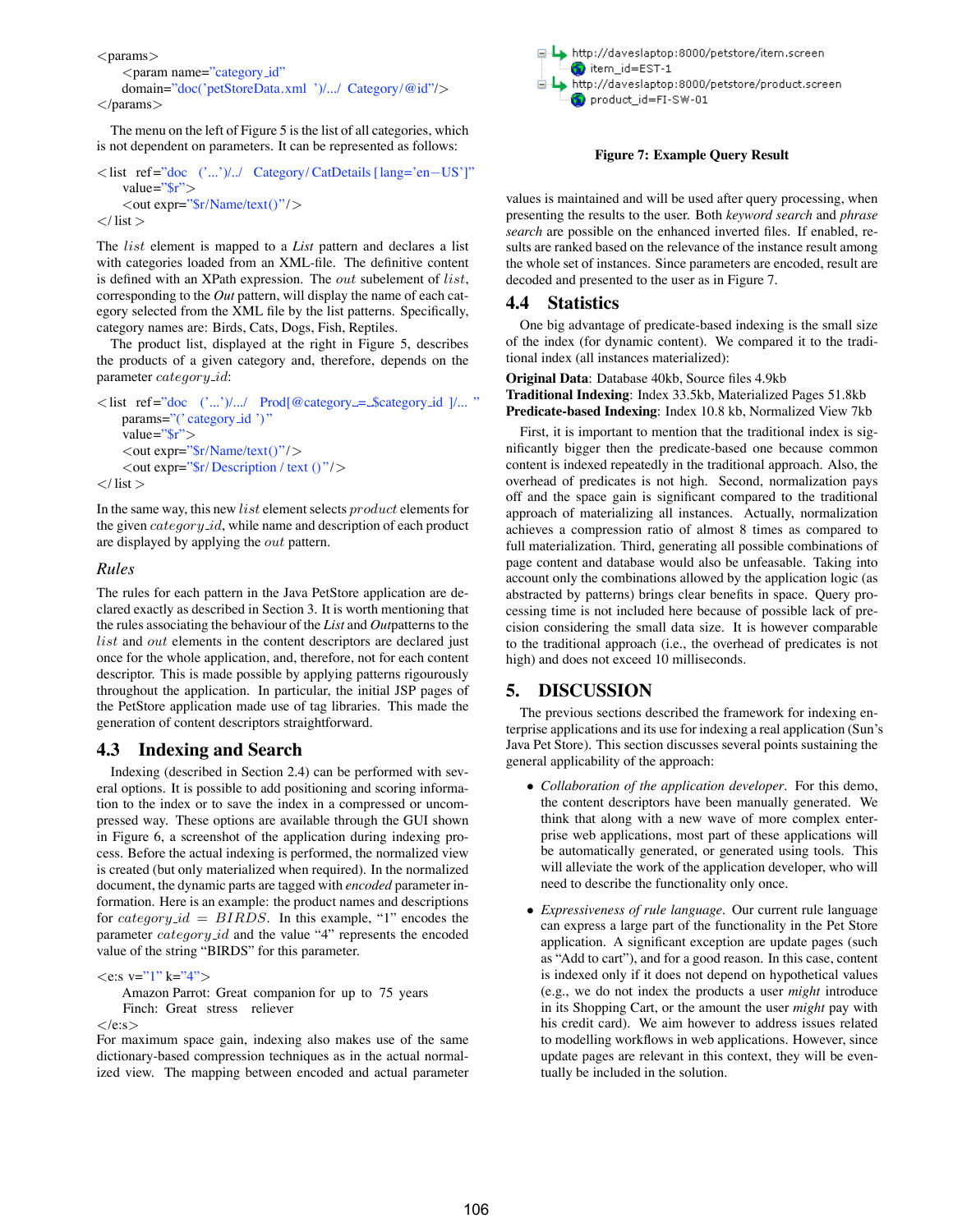```
<params>
    <param name="category_id"
    domain="doc('petStoreData.xml ')/.../ Category/@id"/>
</params>
```

The menu on the left of Figure 5 is the list of all categories, which is not dependent on parameters. It can be represented as follows:

```
<list ref="doc ('...')/../ Category/ CatDetails [lang='en−US']"
    value="$r">
    <out expr="$r/Name/text()"/>
</ list >
```

The *list* element is mapped to a *List* pattern and declares a list with categories loaded from an XML-file. The definitive content is defined with an XPath expression. The *out* subelement of *list*, corresponding to the *Out* pattern, will display the name of each category selected from the XML file by the list patterns. Specifically, category names are: Birds, Cats, Dogs, Fish, Reptiles.

The product list, displayed at the right in Figure 5, describes the products of a given category and, therefore, depends on the parameter *category_id*:

```
<list ref="doc ('...')/.../ Prod[@category_=_$category_id ]/... "
    params="(' category_id ')"
    value="$r">
    <out expr="$r/Name/text()"/>
    <out expr="$r/ Description / text ()"/>
</ list >
```

In the same way, this new *list* element selects *product* elements for the given *category_id*, while name and description of each product are displayed by applying the *out* pattern.

### Rules

The rules for each pattern in the Java PetStore application are declared exactly as described in Section 3. It is worth mentioning that the rules associating the behaviour of the *List* and *Out*patterns to the *list* and *out* elements in the content descriptors are declared just once for the whole application, and, therefore, not for each content descriptor. This is made possible by applying patterns rigorously throughout the application. In particular, the initial JSP pages of the PetStore application made use of tag libraries. This made the generation of content descriptors straightforward.

## 4.3 Indexing and Search

Indexing (described in Section 2.4) can be performed with several options. It is possible to add positioning and scoring information to the index or to save the index in a compressed or uncompressed way. These options are available through the GUI shown in Figure 6, a screenshot of the application during indexing process. Before the actual indexing is performed, the normalized view is created (but only materialized when required). In the normalized document, the dynamic parts are tagged with *encoded* parameter information. Here is an example: the product names and descriptions for $category\_id = BIRDS$. In this example, "1" encodes the parameter *category_id* and the value "4" represents the encoded value of the string "BIRDS" for this parameter.

```
<e:s v="1" k="4">
    Amazon Parrot: Great companion for up to 75 years
    Finch: Great stress reliever
</e:s>
```

For maximum space gain, indexing also makes use of the same dictionary-based compression techniques as in the actual normalized view. The mapping between encoded and actual parameter values is maintained and will be used after query processing, when presenting the results to the user. Both *keyword search* and *phrase search* are possible on the enhanced inverted files. If enabled, results are ranked based on the relevance of the instance result among the whole set of instances. Since parameters are encoded, result are decoded and presented to the user as in Figure 7.

```
http://daveslaptop:8000/petstore/item.screen
    item_id=EST-1
http://daveslaptop:8000/petstore/product.screen
    product_id=FI-SW-01
```

**Figure 7: Example Query Result**

## 4.4 Statistics

One big advantage of predicate-based indexing is the small size of the index (for dynamic content). We compared it to the traditional index (all instances materialized):

**Original Data**: Database 40kb, Source files 4.9kb
**Traditional Indexing**: Index 33.5kb, Materialized Pages 51.8kb
**Predicate-based Indexing**: Index 10.8 kb, Normalized View 7kb

First, it is important to mention that the traditional index is significantly bigger then the predicate-based one because common content is indexed repeatedly in the traditional approach. Also, the overhead of predicates is not high. Second, normalization pays off and the space gain is significant compared to the traditional approach of materializing all instances. Actually, normalization achieves a compression ratio of almost 8 times as compared to full materialization. Third, generating all possible combinations of page content and database would also be unfeasable. Taking into account only the combinations allowed by the application logic (as abstracted by patterns) brings clear benefits in space. Query processing time is not included here because of possible lack of precision considering the small data size. It is however comparable to the traditional approach (i.e., the overhead of predicates is not high) and does not exceed 10 milliseconds.

# 5. DISCUSSION

The previous sections described the framework for indexing enterprise applications and its use for indexing a real application (Sun's Java Pet Store). This section discusses several points sustaining the general applicability of the approach:

- *Collaboration of the application developer*. For this demo, the content descriptors have been manually generated. We think that along with a new wave of more complex enterprise web applications, most part of these applications will be automatically generated, or generated using tools. This will alleviate the work of the application developer, who will need to describe the functionality only once.

- *Expressiveness of rule language*. Our current rule language can express a large part of the functionality in the Pet Store application. A significant exception are update pages (such as "Add to cart"), and for a good reason. In this case, content is indexed only if it does not depend on hypothetical values (e.g., we do not index the products a user *might* introduce in its Shopping Cart, or the amount the user *might* pay with his credit card). We aim however to address issues related to modelling workflows in web applications. However, since update pages are relevant in this context, they will be eventually be included in the solution.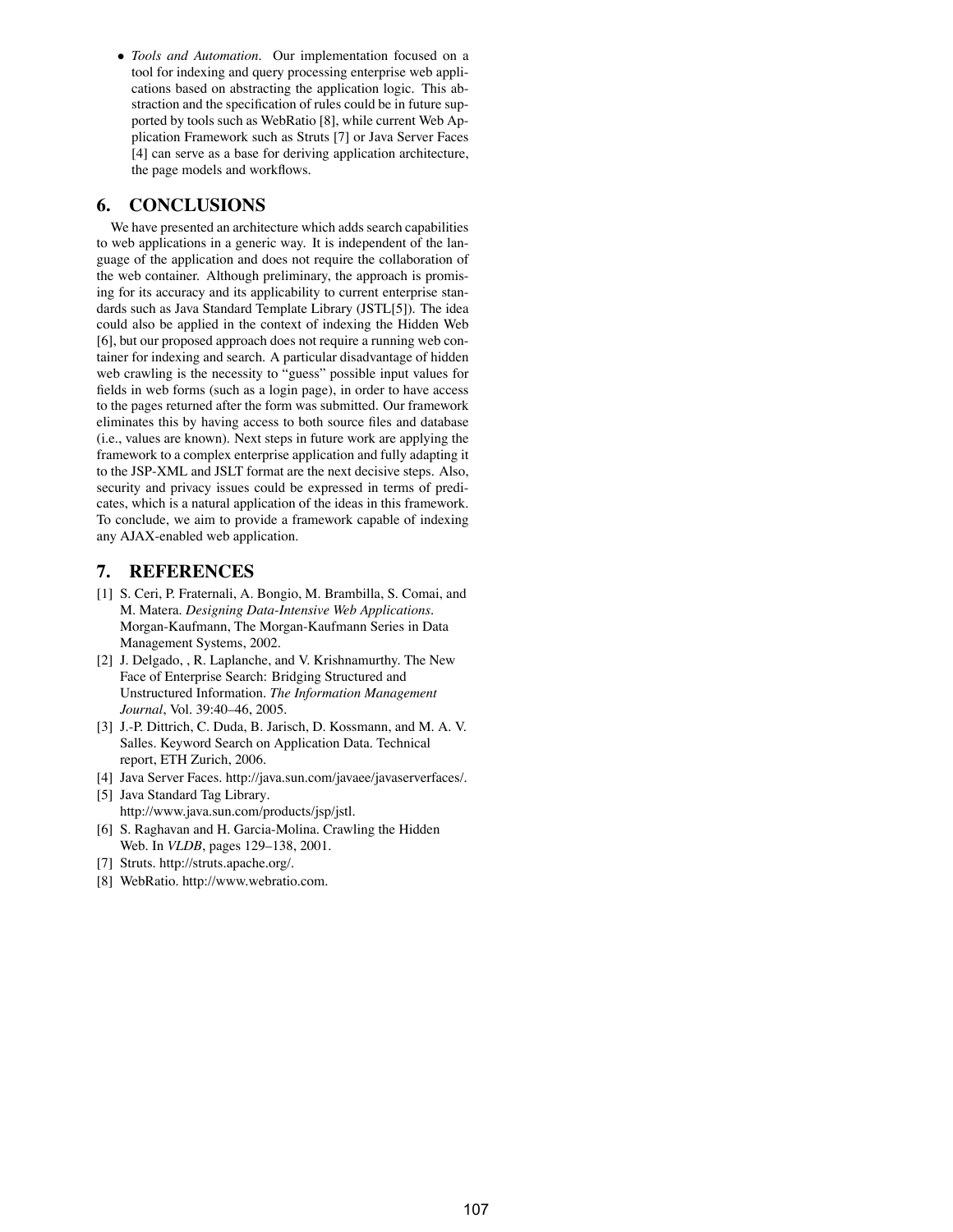- *Tools and Automation*. Our implementation focused on a tool for indexing and query processing enterprise web applications based on abstracting the application logic. This abstraction and the specification of rules could be in future supported by tools such as WebRatio [8], while current Web Application Framework such as Struts [7] or Java Server Faces [4] can serve as a base for deriving application architecture, the page models and workflows.

## 6. CONCLUSIONS

We have presented an architecture which adds search capabilities to web applications in a generic way. It is independent of the language of the application and does not require the collaboration of the web container. Although preliminary, the approach is promising for its accuracy and its applicability to current enterprise standards such as Java Standard Template Library (JSTL[5]). The idea could also be applied in the context of indexing the Hidden Web [6], but our proposed approach does not require a running web container for indexing and search. A particular disadvantage of hidden web crawling is the necessity to "guess" possible input values for fields in web forms (such as a login page), in order to have access to the pages returned after the form was submitted. Our framework eliminates this by having access to both source files and database (i.e., values are known). Next steps in future work are applying the framework to a complex enterprise application and fully adapting it to the JSP-XML and JSLT format are the next decisive steps. Also, security and privacy issues could be expressed in terms of predicates, which is a natural application of the ideas in this framework. To conclude, we aim to provide a framework capable of indexing any AJAX-enabled web application.

## 7. REFERENCES

[1] S. Ceri, P. Fraternali, A. Bongio, M. Brambilla, S. Comai, and M. Matera. *Designing Data-Intensive Web Applications*. Morgan-Kaufmann, The Morgan-Kaufmann Series in Data Management Systems, 2002.

[2] J. Delgado, , R. Laplanche, and V. Krishnamurthy. The New Face of Enterprise Search: Bridging Structured and Unstructured Information. *The Information Management Journal*, Vol. 39:40–46, 2005.

[3] J.-P. Dittrich, C. Duda, B. Jarisch, D. Kossmann, and M. A. V. Salles. Keyword Search on Application Data. Technical report, ETH Zurich, 2006.

[4] Java Server Faces. http://java.sun.com/javaee/javaserverfaces/.

[5] Java Standard Tag Library. http://www.java.sun.com/products/jsp/jstl.

[6] S. Raghavan and H. Garcia-Molina. Crawling the Hidden Web. In *VLDB*, pages 129–138, 2001.

[7] Struts. http://struts.apache.org/.

[8] WebRatio. http://www.webratio.com.